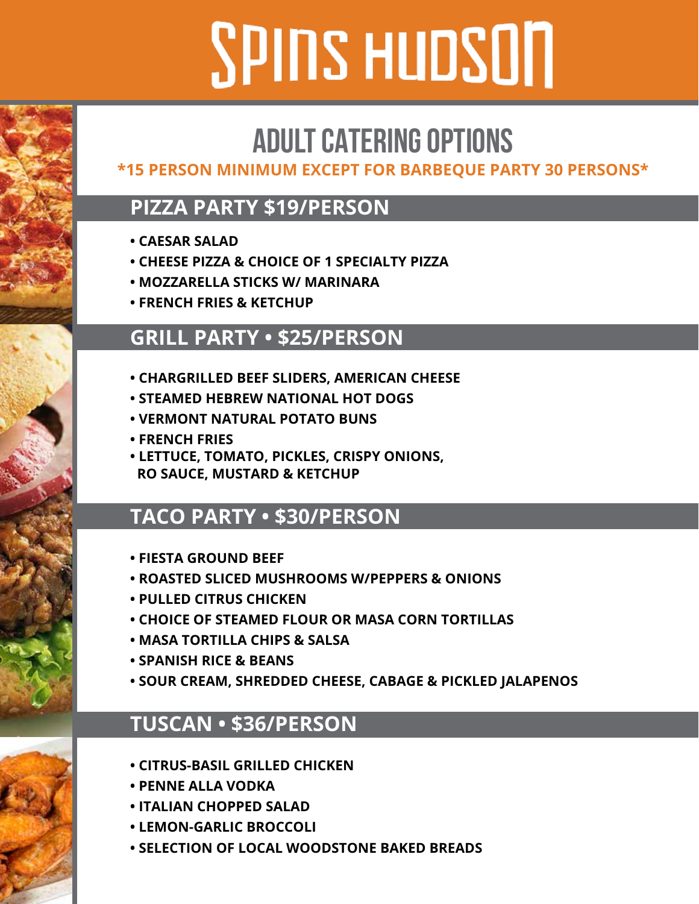# SPINS HUDSON

## ADULT CATERING OPTIONS

**\*15 PERSON MINIMUM EXCEPT FOR BARBEQUE PARTY 30 PERSONS\***

### PIZZA PARTY $19/PERSON

- CAESAR SALAD
- CHEESE PIZZA & CHOICE OF 1 SPECIALTY PIZZA
- MOZZARELLA STICKS W/ MARINARA
- FRENCH FRIES & KETCHUP

### GRILL PARTY • $25/PERSON

- CHARGRILLED BEEF SLIDERS, AMERICAN CHEESE
- STEAMED HEBREW NATIONAL HOT DOGS
- VERMONT NATURAL POTATO BUNS
- FRENCH FRIES
- LETTUCE, TOMATO, PICKLES, CRISPY ONIONS, RO SAUCE, MUSTARD & KETCHUP

### TACO PARTY • $30/PERSON

- FIESTA GROUND BEEF
- ROASTED SLICED MUSHROOMS W/PEPPERS & ONIONS
- PULLED CITRUS CHICKEN
- CHOICE OF STEAMED FLOUR OR MASA CORN TORTILLAS
- MASA TORTILLA CHIPS & SALSA
- SPANISH RICE & BEANS
- SOUR CREAM, SHREDDED CHEESE, CABAGE & PICKLED JALAPENOS

### TUSCAN • $36/PERSON

- CITRUS-BASIL GRILLED CHICKEN
- PENNE ALLA VODKA
- ITALIAN CHOPPED SALAD
- LEMON-GARLIC BROCCOLI
- SELECTION OF LOCAL WOODSTONE BAKED BREADS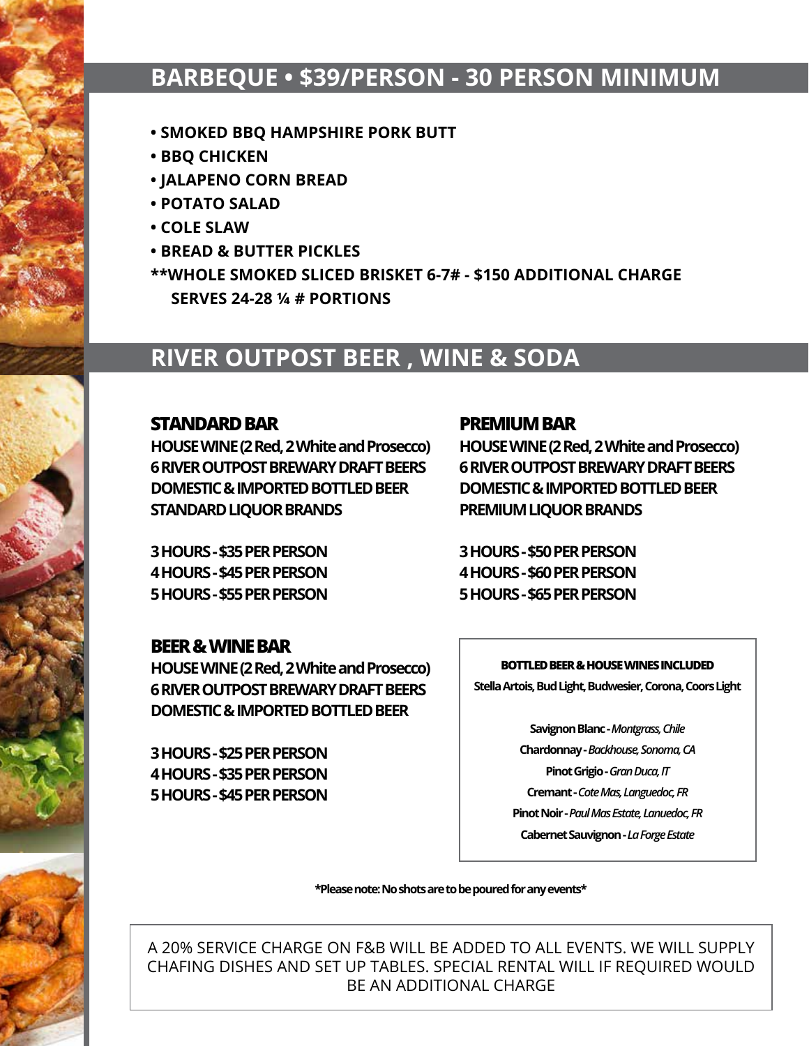## BARBEQUE • $39/PERSON - 30 PERSON MINIMUM

- SMOKED BBQ HAMPSHIRE PORK BUTT
- BBQ CHICKEN
- JALAPENO CORN BREAD
- POTATO SALAD
- COLE SLAW
- BREAD & BUTTER PICKLES

**WHOLE SMOKED SLICED BRISKET 6-7# - $150 ADDITIONAL CHARGE SERVES 24-28 ¼ # PORTIONS

## RIVER OUTPOST BEER , WINE & SODA

### STANDARD BAR

HOUSE WINE (2 Red, 2 White and Prosecco)
6 RIVER OUTPOST BREWARY DRAFT BEERS
DOMESTIC & IMPORTED BOTTLED BEER
STANDARD LIQUOR BRANDS

3 HOURS - $35 PER PERSON
4 HOURS - $45 PER PERSON
5 HOURS - $55 PER PERSON

### PREMIUM BAR

HOUSE WINE (2 Red, 2 White and Prosecco)
6 RIVER OUTPOST BREWARY DRAFT BEERS
DOMESTIC & IMPORTED BOTTLED BEER
PREMIUM LIQUOR BRANDS

3 HOURS - $50 PER PERSON
4 HOURS - $60 PER PERSON
5 HOURS - $65 PER PERSON

### BEER & WINE BAR

HOUSE WINE (2 Red, 2 White and Prosecco)
6 RIVER OUTPOST BREWARY DRAFT BEERS
DOMESTIC & IMPORTED BOTTLED BEER

3 HOURS - $25 PER PERSON
4 HOURS - $35 PER PERSON
5 HOURS - $45 PER PERSON

**BOTTLED BEER & HOUSE WINES INCLUDED**

Stella Artois, Bud Light, Budwesier, Corona, Coors Light

**Savignon Blanc** - *Montgrass, Chile*
**Chardonnay** - *Backhouse, Sonoma, CA*
**Pinot Grigio** - *Gran Duca, IT*
**Cremant** - *Cote Mas, Languedoc, FR*
**Pinot Noir** - *Paul Mas Estate, Lanuedoc, FR*
**Cabernet Sauvignon** - *La Forge Estate*

*Please note: No shots are to be poured for any events*

A 20% SERVICE CHARGE ON F&B WILL BE ADDED TO ALL EVENTS. WE WILL SUPPLY CHAFING DISHES AND SET UP TABLES. SPECIAL RENTAL WILL IF REQUIRED WOULD BE AN ADDITIONAL CHARGE